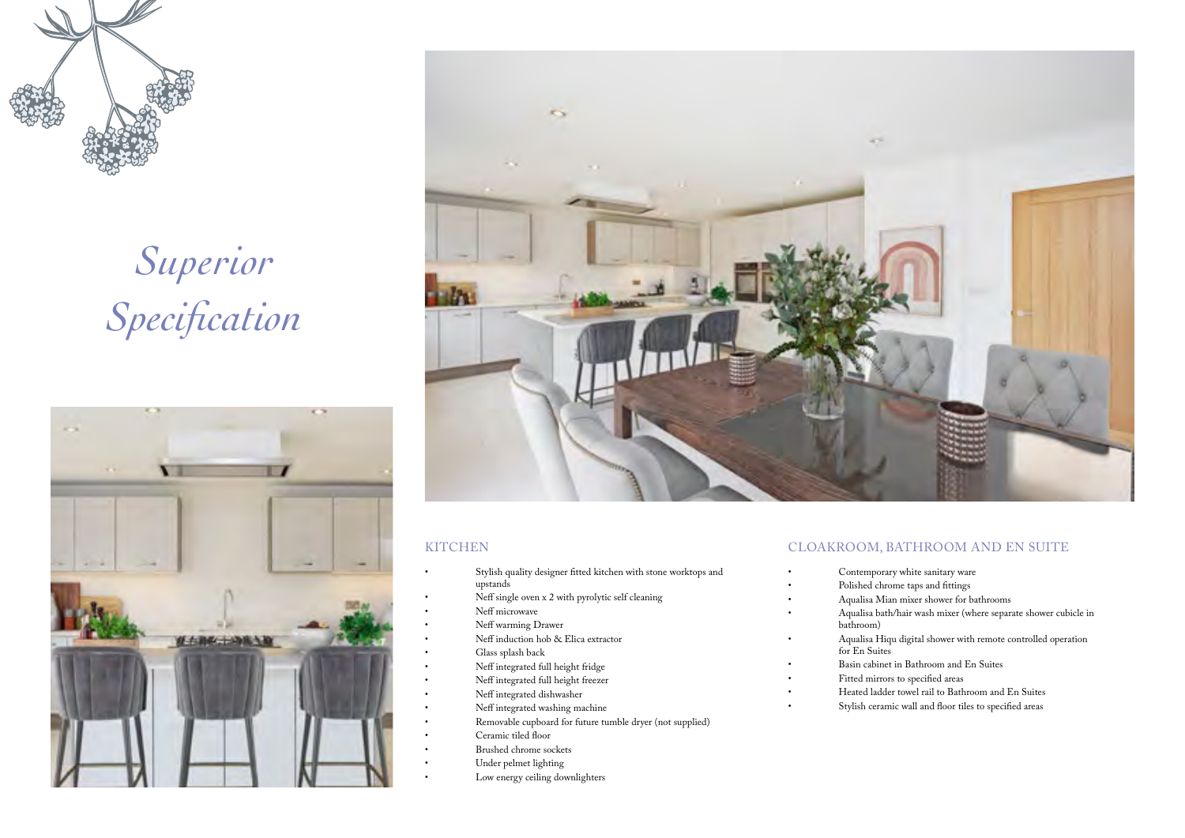# *Superior Specification*

## KITCHEN

- Stylish quality designer fitted kitchen with stone worktops and upstands
- Neff single oven x 2 with pyrolytic self cleaning
- Neff microwave
- Neff warming Drawer
- Neff induction hob & Elica extractor
- Glass splash back
- Neff integrated full height fridge
- Neff integrated full height freezer
- Neff integrated dishwasher
- Neff integrated washing machine
- Removable cupboard for future tumble dryer (not supplied)
- Ceramic tiled floor
- Brushed chrome sockets
- Under pelmet lighting
- Low energy ceiling downlighters

## CLOAKROOM, BATHROOM AND EN SUITE

- Contemporary white sanitary ware
- Polished chrome taps and fittings
- Aqualisa Mian mixer shower for bathrooms
- Aqualisa bath/hair wash mixer (where separate shower cubicle in bathroom)
- Aqualisa Hiqu digital shower with remote controlled operation for En Suites
- Basin cabinet in Bathroom and En Suites
- Fitted mirrors to specified areas
- Heated ladder towel rail to Bathroom and En Suites
- Stylish ceramic wall and floor tiles to specified areas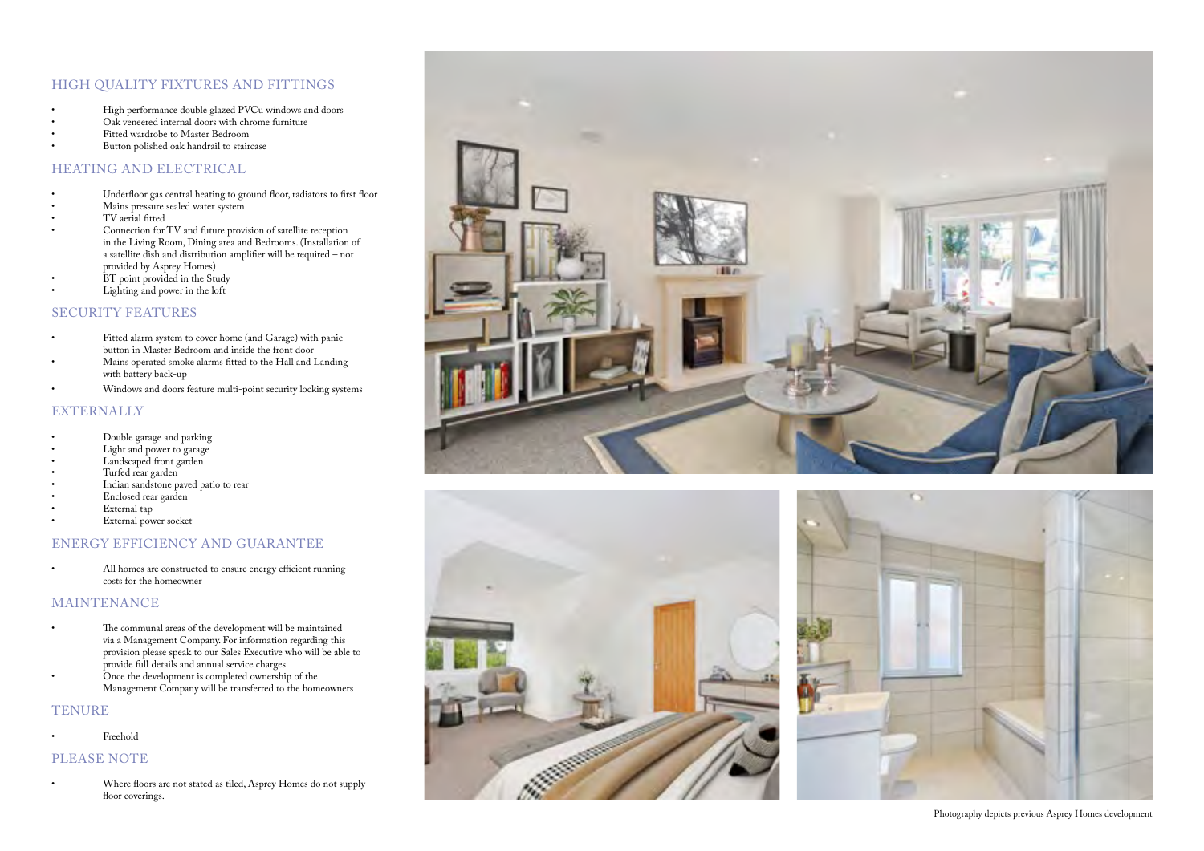## HIGH QUALITY FIXTURES AND FITTINGS

- High performance double glazed PVCu windows and doors
- Oak veneered internal doors with chrome furniture
- Fitted wardrobe to Master Bedroom
- Button polished oak handrail to staircase

## HEATING AND ELECTRICAL

- Underfloor gas central heating to ground floor, radiators to first floor
- Mains pressure sealed water system
- TV aerial fitted
- Connection for TV and future provision of satellite reception in the Living Room, Dining area and Bedrooms. (Installation of a satellite dish and distribution amplifier will be required – not provided by Asprey Homes)
- BT point provided in the Study
- Lighting and power in the loft

## SECURITY FEATURES

- Fitted alarm system to cover home (and Garage) with panic button in Master Bedroom and inside the front door
- Mains operated smoke alarms fitted to the Hall and Landing with battery back-up
- Windows and doors feature multi-point security locking systems

## EXTERNALLY

- Double garage and parking
- Light and power to garage
- Landscaped front garden
- Turfed rear garden
- Indian sandstone paved patio to rear
- Enclosed rear garden
- External tap
- External power socket

## ENERGY EFFICIENCY AND GUARANTEE

- All homes are constructed to ensure energy efficient running costs for the homeowner

## MAINTENANCE

- The communal areas of the development will be maintained via a Management Company. For information regarding this provision please speak to our Sales Executive who will be able to provide full details and annual service charges
- Once the development is completed ownership of the Management Company will be transferred to the homeowners

## TENURE

- Freehold

## PLEASE NOTE

- Where floors are not stated as tiled, Asprey Homes do not supply floor coverings.

Photography depicts previous Asprey Homes development